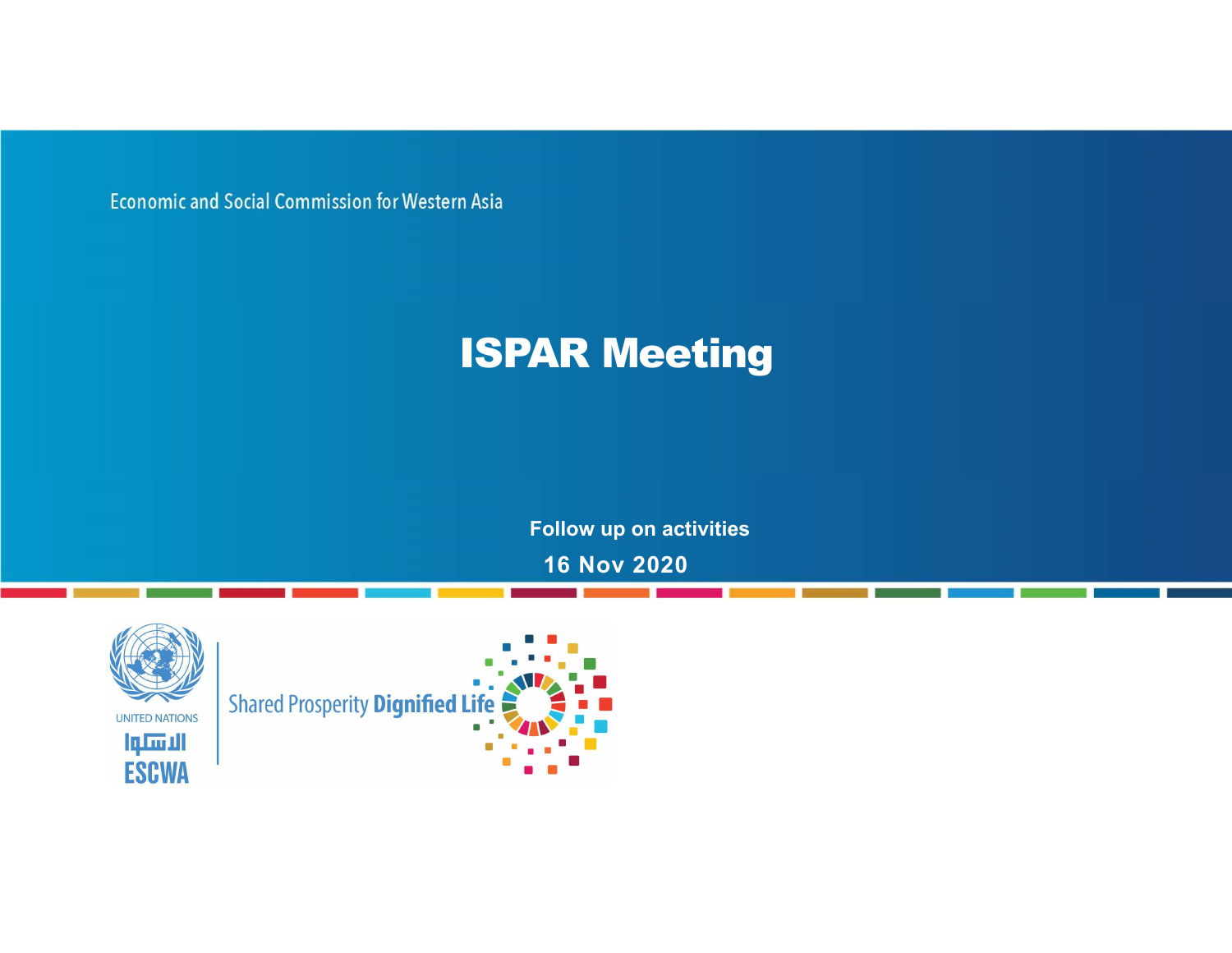Economic and Social Commission for Western Asia

# ISPAR Meeting

**Follow up on activities**

**16 Nov 2020**

UNITED NATIONS

الاسكوا

ESCWA

Shared Prosperity **Dignified Life**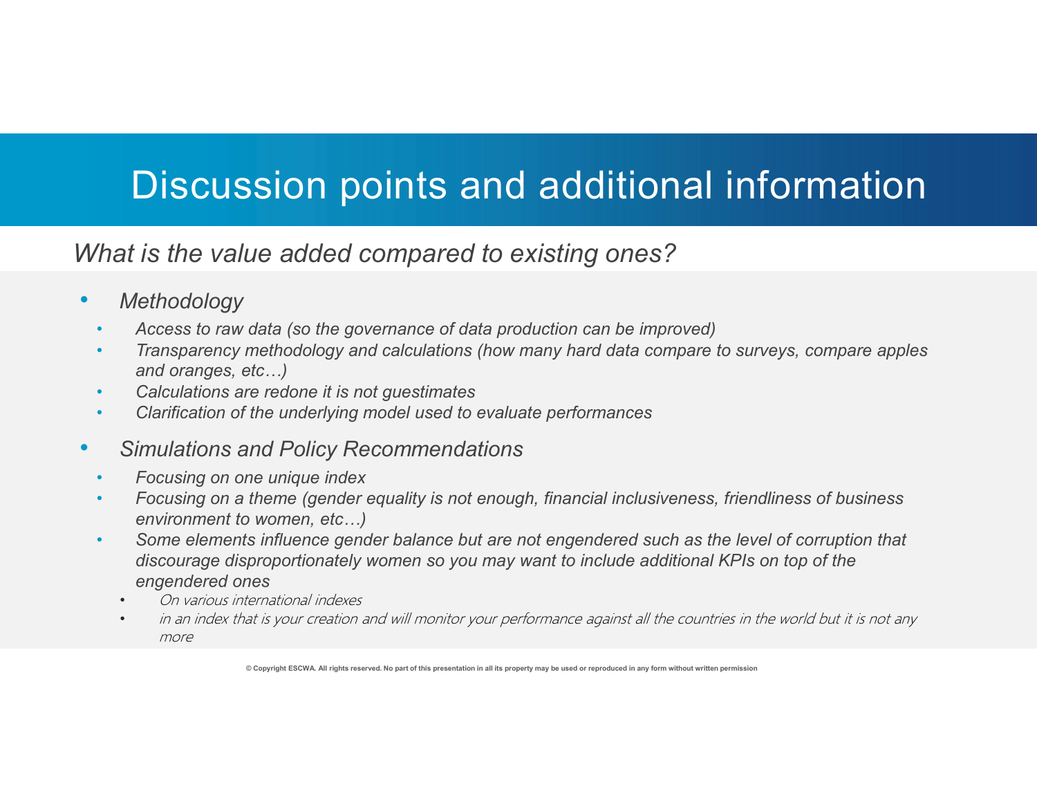# Discussion points and additional information

*What is the value added compared to existing ones?*

- *Methodology*
  - *Access to raw data (so the governance of data production can be improved)*
  - *Transparency methodology and calculations (how many hard data compare to surveys, compare apples and oranges, etc…)*
  - *Calculations are redone it is not guestimates*
  - *Clarification of the underlying model used to evaluate performances*

- *Simulations and Policy Recommendations*
  - *Focusing on one unique index*
  - *Focusing on a theme (gender equality is not enough, financial inclusiveness, friendliness of business environment to women, etc…)*
  - *Some elements influence gender balance but are not engendered such as the level of corruption that discourage disproportionately women so you may want to include additional KPIs on top of the engendered ones*
    - *On various international indexes*
    - *in an index that is your creation and will monitor your performance against all the countries in the world but it is not any more*

© Copyright ESCWA. All rights reserved. No part of this presentation in all its property may be used or reproduced in any form without written permission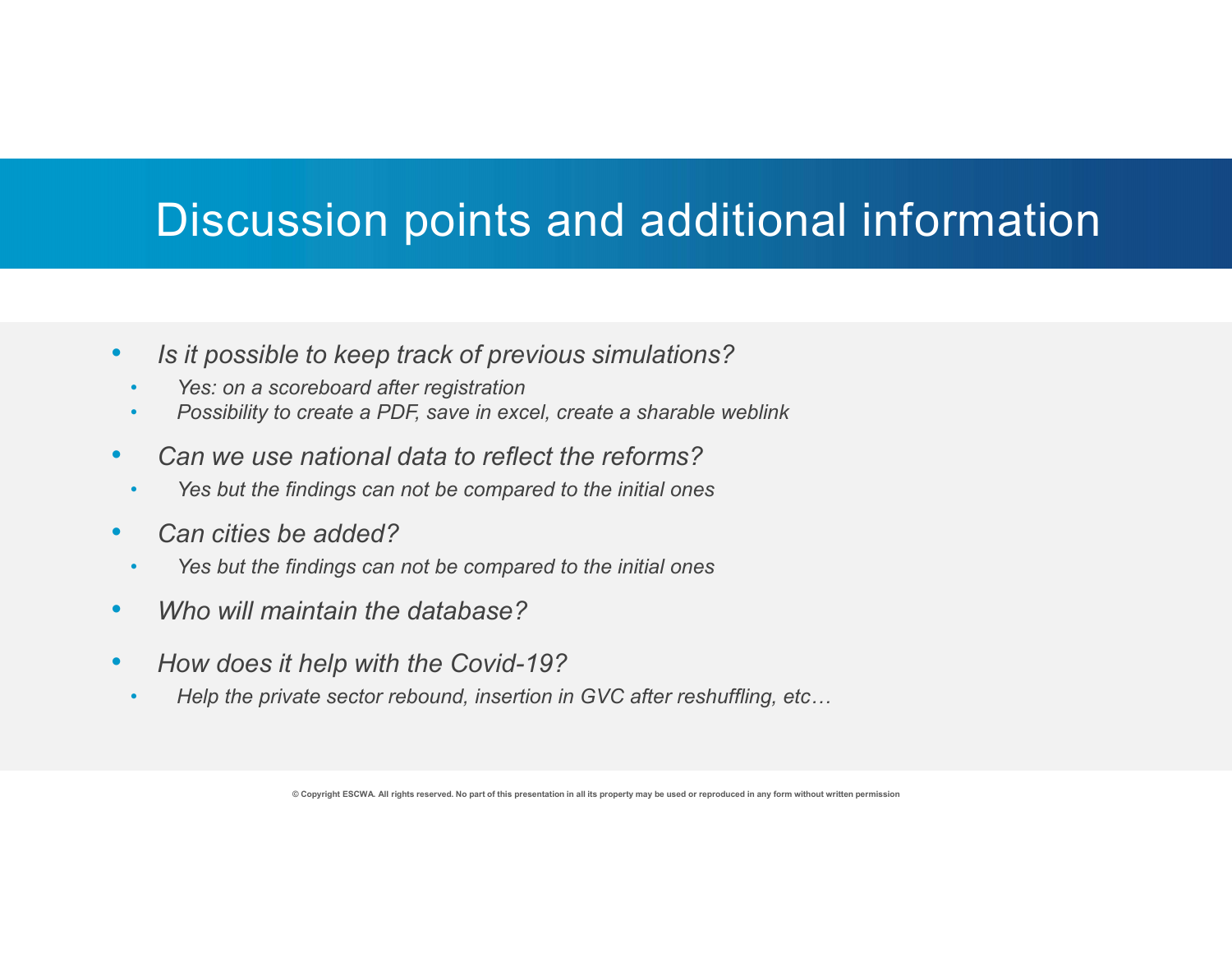# Discussion points and additional information

- *Is it possible to keep track of previous simulations?*
  - *Yes: on a scoreboard after registration*
  - *Possibility to create a PDF, save in excel, create a sharable weblink*
- *Can we use national data to reflect the reforms?*
  - *Yes but the findings can not be compared to the initial ones*
- *Can cities be added?*
  - *Yes but the findings can not be compared to the initial ones*
- *Who will maintain the database?*
- *How does it help with the Covid-19?*
  - *Help the private sector rebound, insertion in GVC after reshuffling, etc…*

© Copyright ESCWA. All rights reserved. No part of this presentation in all its property may be used or reproduced in any form without written permission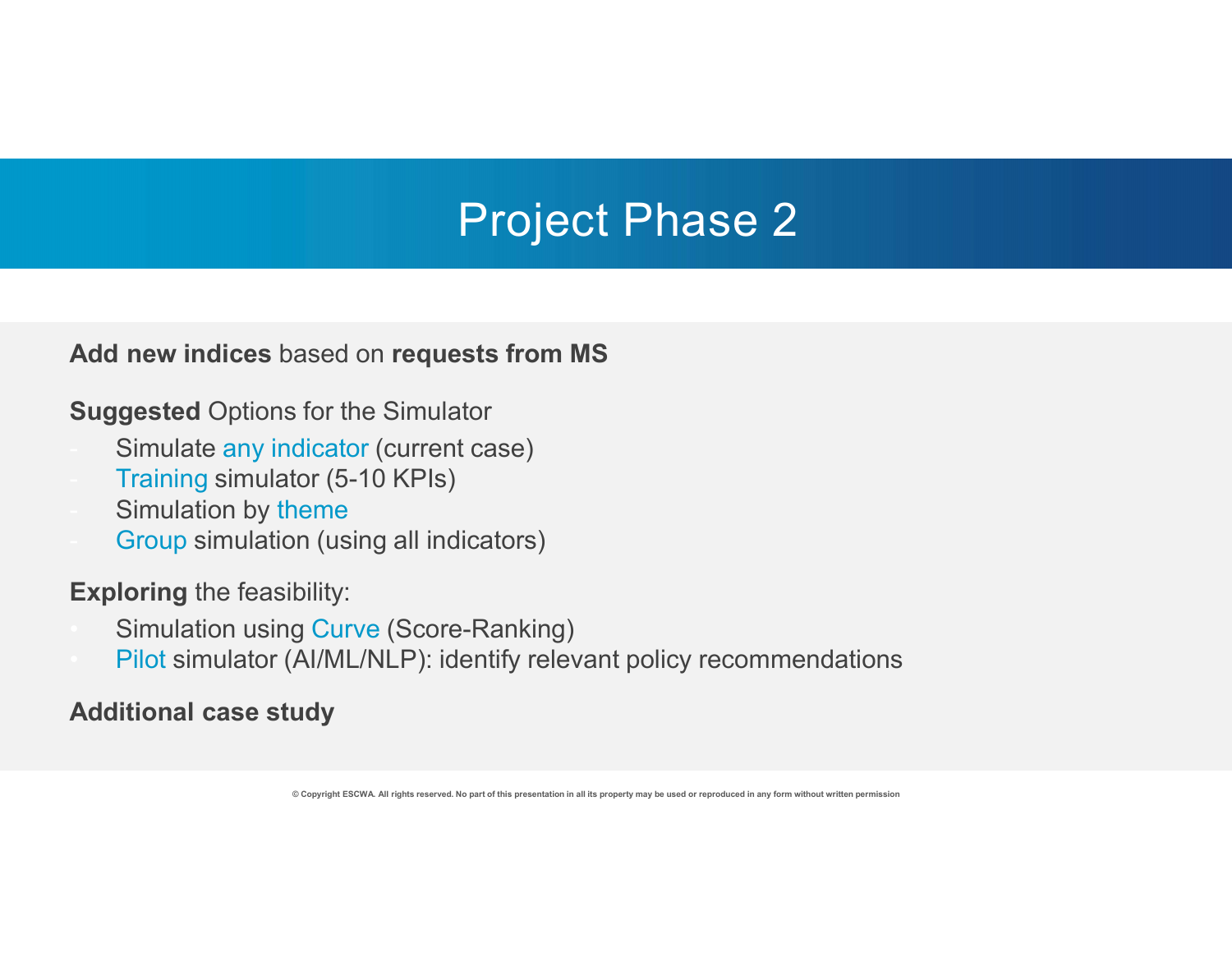# Project Phase 2

**Add new indices** based on **requests from MS**

**Suggested** Options for the Simulator

- Simulate any indicator (current case)
- Training simulator (5-10 KPIs)
- Simulation by theme
- Group simulation (using all indicators)

**Exploring** the feasibility:

- Simulation using Curve (Score-Ranking)
- Pilot simulator (AI/ML/NLP): identify relevant policy recommendations

**Additional case study**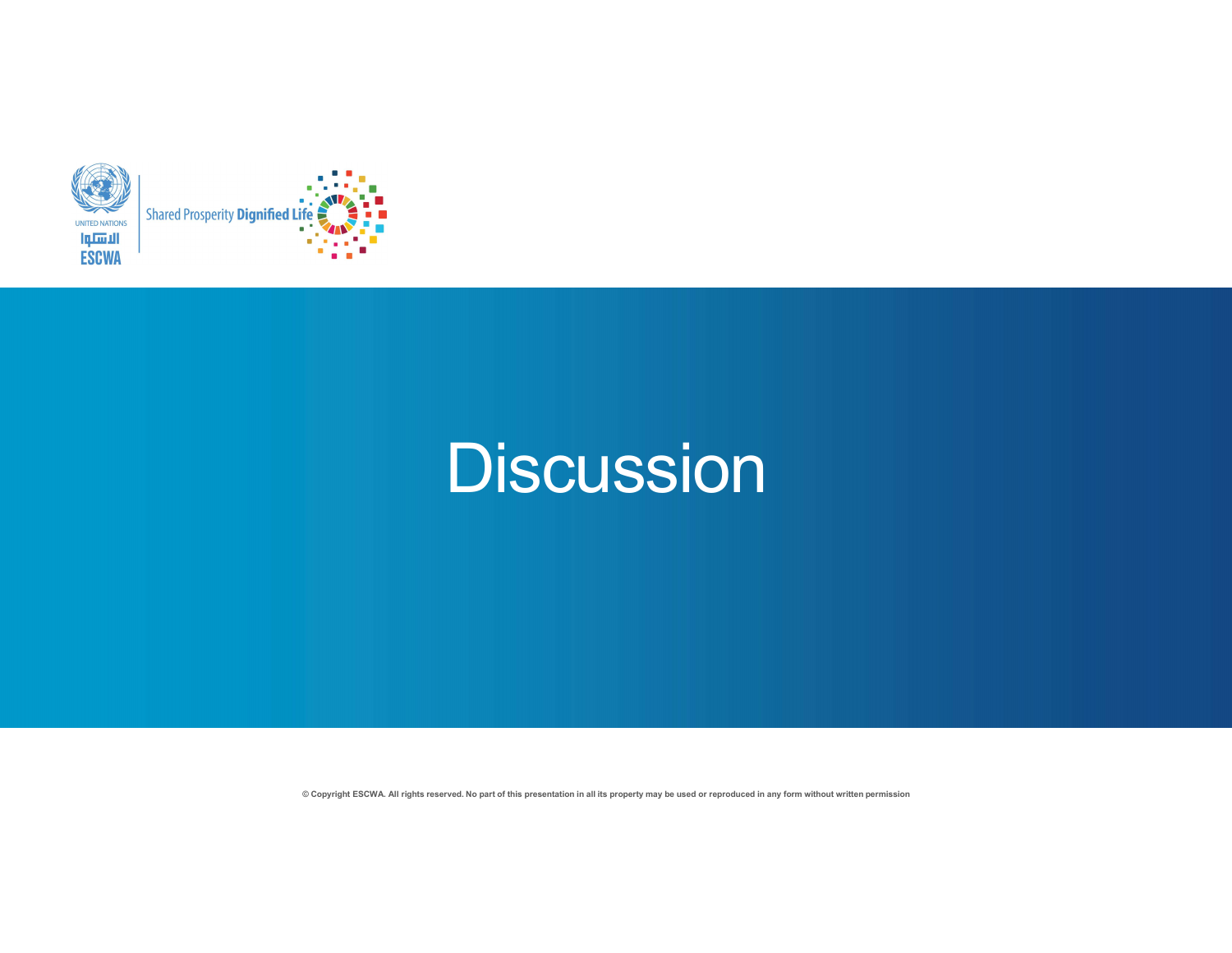# Discussion

© Copyright ESCWA. All rights reserved. No part of this presentation in all its property may be used or reproduced in any form without written permission